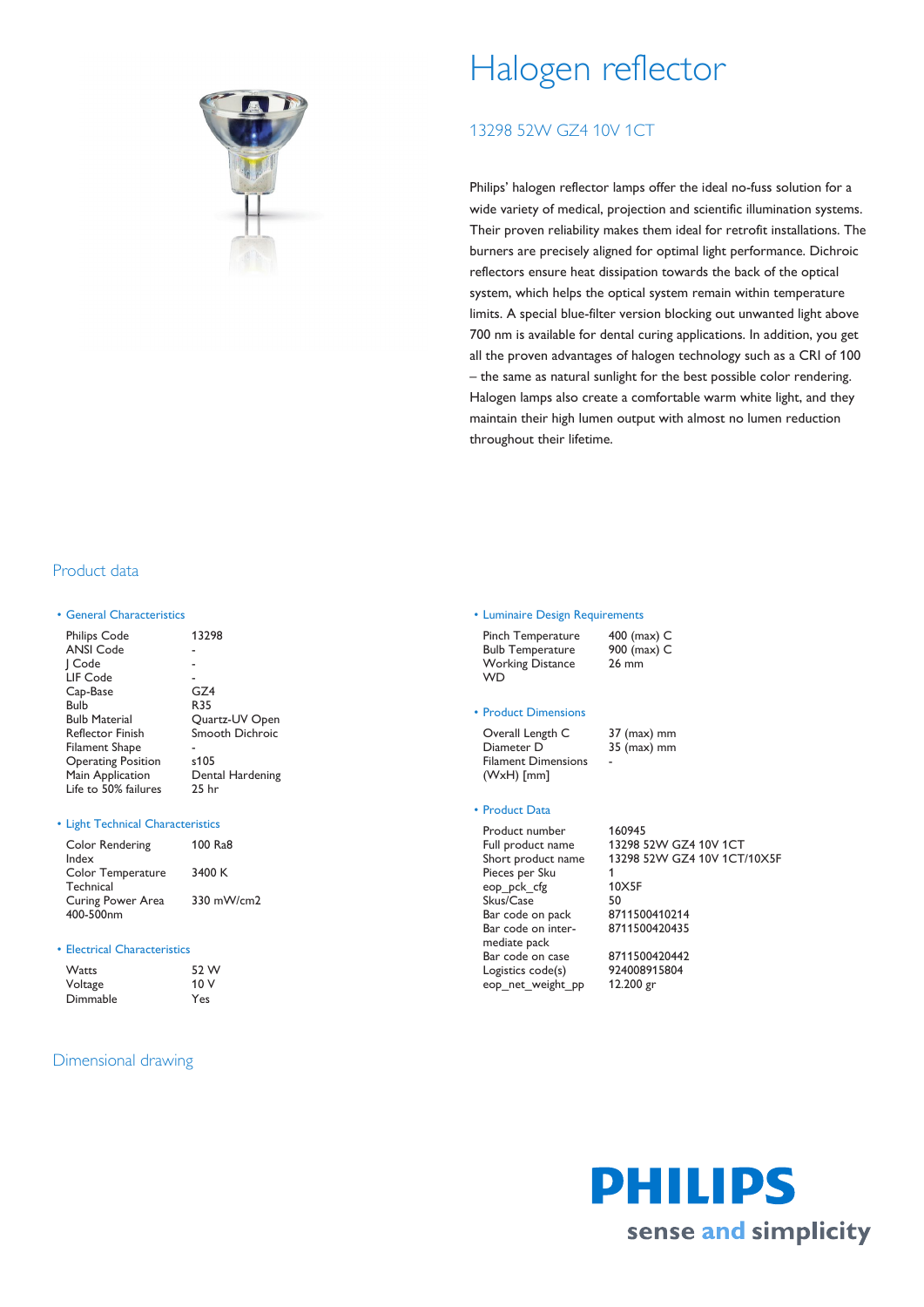# Halogen reflector

## 13298 52W GZ4 10V 1CT

Philips' halogen reflector lamps offer the ideal no-fuss solution for a wide variety of medical, projection and scientific illumination systems. Their proven reliability makes them ideal for retrofit installations. The burners are precisely aligned for optimal light performance. Dichroic reflectors ensure heat dissipation towards the back of the optical system, which helps the optical system remain within temperature limits. A special blue-filter version blocking out unwanted light above 700 nm is available for dental curing applications. In addition, you get all the proven advantages of halogen technology such as a CRI of 100 – the same as natural sunlight for the best possible color rendering. Halogen lamps also create a comfortable warm white light, and they maintain their high lumen output with almost no lumen reduction throughout their lifetime.

## Product data

### • General Characteristics

| | |
|---|---|
| Philips Code | 13298 |
| ANSI Code | - |
| J Code | - |
| LIF Code | - |
| Cap-Base | GZ4 |
| Bulb | R35 |
| Bulb Material | Quartz-UV Open |
| Reflector Finish | Smooth Dichroic |
| Filament Shape | - |
| Operating Position | s105 |
| Main Application | Dental Hardening |
| Life to 50% failures | 25 hr |

### • Light Technical Characteristics

| | |
|---|---|
| Color Rendering Index | 100 Ra8 |
| Color Temperature Technical | 3400 K |
| Curing Power Area 400-500nm | 330 mW/cm2 |

### • Electrical Characteristics

| | |
|---|---|
| Watts | 52 W |
| Voltage | 10 V |
| Dimmable | Yes |

### • Luminaire Design Requirements

| | |
|---|---|
| Pinch Temperature | 400 (max) C |
| Bulb Temperature | 900 (max) C |
| Working Distance WD | 26 mm |

### • Product Dimensions

| | |
|---|---|
| Overall Length C | 37 (max) mm |
| Diameter D | 35 (max) mm |
| Filament Dimensions (WxH) [mm] | - |

### • Product Data

| | |
|---|---|
| Product number | 160945 |
| Full product name | 13298 52W GZ4 10V 1CT |
| Short product name | 13298 52W GZ4 10V 1CT/10X5F |
| Pieces per Sku | 1 |
| eop_pck_cfg | 10X5F |
| Skus/Case | 50 |
| Bar code on pack | 8711500410214 |
| Bar code on inter-mediate pack | 8711500420435 |
| Bar code on case | 8711500420442 |
| Logistics code(s) | 924008915804 |
| eop_net_weight_pp | 12.200 gr |

## Dimensional drawing

PHILIPS
sense and simplicity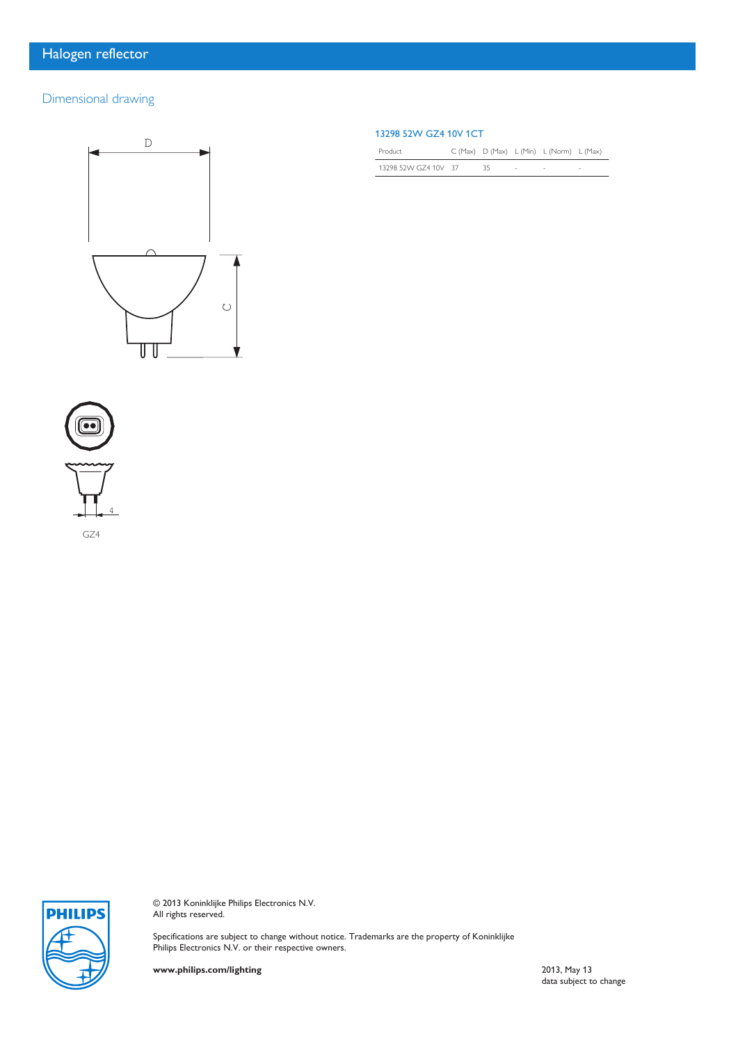# Halogen reflector

## Dimensional drawing

D

C

4

GZ4

### 13298 52W GZ4 10V 1CT

| Product | C (Max) | D (Max) | L (Min) | L (Norm) | L (Max) |
|---|---|---|---|---|---|
| 13298 52W GZ4 10V | 37 | 35 | - | - | - |

© 2013 Koninklijke Philips Electronics N.V.
All rights reserved.

Specifications are subject to change without notice. Trademarks are the property of Koninklijke Philips Electronics N.V. or their respective owners.

**www.philips.com/lighting**

2013, May 13
data subject to change